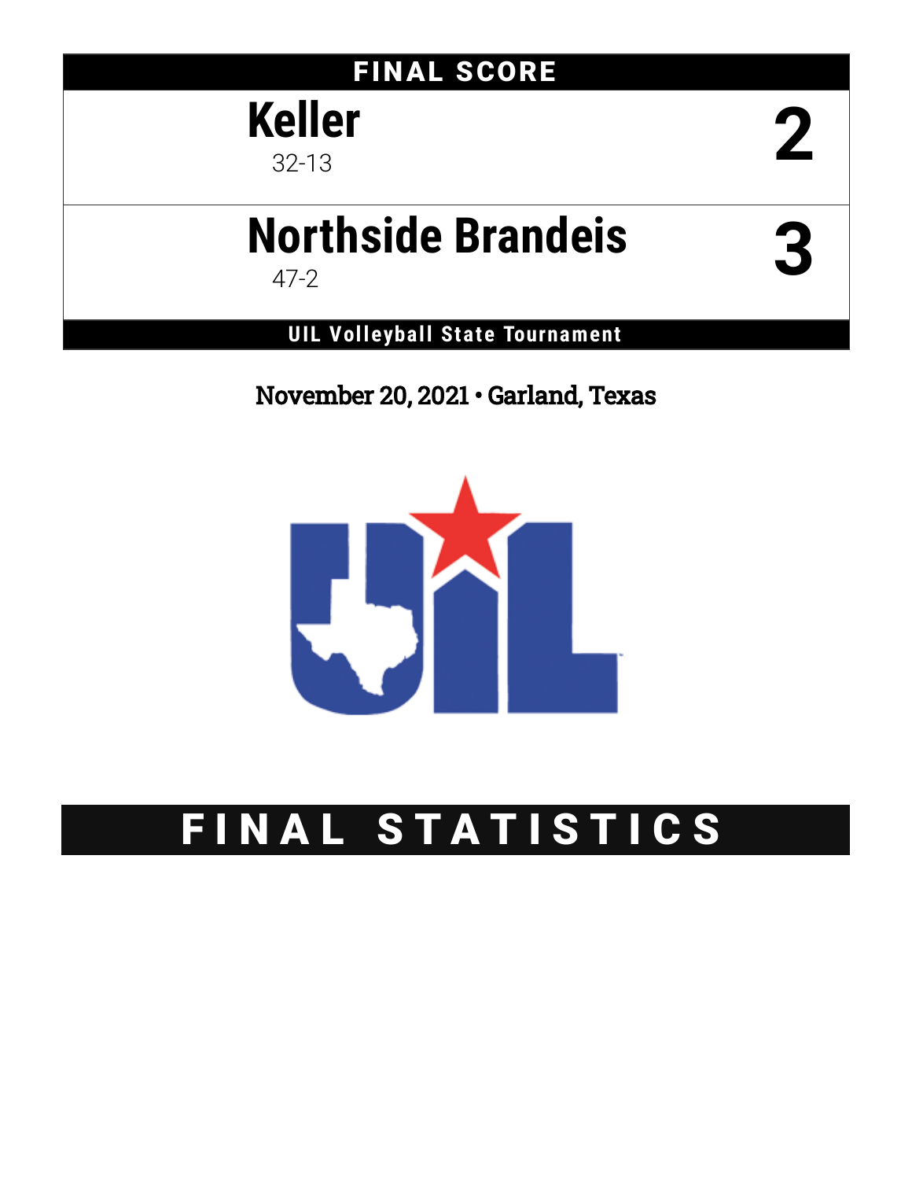## FINAL SCORE

| Team | Score |
|---|---|
| **Keller** 32-13 | **2** |
| **Northside Brandeis** 47-2 | **3** |

**UIL Volleyball State Tournament**

November 20, 2021 • Garland, Texas

# FINAL STATISTICS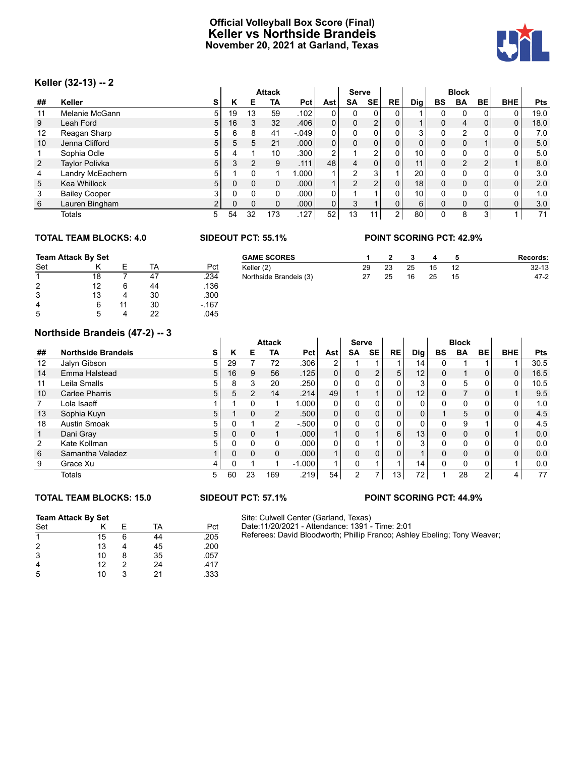# Official Volleyball Box Score (Final)
# Keller vs Northside Brandeis
### November 20, 2021 at Garland, Texas

## Keller (32-13) -- 2

| | | | Attack | | | | | Serve | | | | Block | | | | |
|---|---|---|---|---|---|---|---|---|---|---|---|---|---|---|---|---|
| ## | Keller | S | K | E | TA | Pct | Ast | SA | SE | RE | Dig | BS | BA | BE | BHE | Pts |
| 11 | Melanie McGann | 5 | 19 | 13 | 59 | .102 | 0 | 0 | 0 | 0 | 1 | 0 | 0 | 0 | 0 | 19.0 |
| 9 | Leah Ford | 5 | 16 | 3 | 32 | .406 | 0 | 0 | 2 | 0 | 1 | 0 | 4 | 0 | 0 | 18.0 |
| 12 | Reagan Sharp | 5 | 6 | 8 | 41 | -.049 | 0 | 0 | 0 | 0 | 3 | 0 | 2 | 0 | 0 | 7.0 |
| 10 | Jenna Clifford | 5 | 5 | 5 | 21 | .000 | 0 | 0 | 0 | 0 | 0 | 0 | 0 | 1 | 0 | 5.0 |
| 1 | Sophia Odle | 5 | 4 | 1 | 10 | .300 | 2 | 1 | 2 | 0 | 10 | 0 | 0 | 0 | 0 | 5.0 |
| 2 | Taylor Polivka | 5 | 3 | 2 | 9 | .111 | 48 | 4 | 0 | 0 | 11 | 0 | 2 | 2 | 1 | 8.0 |
| 4 | Landry McEachern | 5 | 1 | 0 | 1 | 1.000 | 1 | 2 | 3 | 1 | 20 | 0 | 0 | 0 | 0 | 3.0 |
| 5 | Kea Whillock | 5 | 0 | 0 | 0 | .000 | 1 | 2 | 2 | 0 | 18 | 0 | 0 | 0 | 0 | 2.0 |
| 3 | Bailey Cooper | 3 | 0 | 0 | 0 | .000 | 0 | 1 | 1 | 0 | 10 | 0 | 0 | 0 | 0 | 1.0 |
| 6 | Lauren Bingham | 2 | 0 | 0 | 0 | .000 | 0 | 3 | 1 | 0 | 6 | 0 | 0 | 0 | 0 | 3.0 |
| | Totals | 5 | 54 | 32 | 173 | .127 | 52 | 13 | 11 | 2 | 80 | 0 | 8 | 3 | 1 | 71 |

**TOTAL TEAM BLOCKS: 4.0** **SIDEOUT PCT: 55.1%** **POINT SCORING PCT: 42.9%**

**Team Attack By Set**

| Set | K | E | TA | Pct |
|---|---|---|---|---|
| 1 | 18 | 7 | 47 | .234 |
| 2 | 12 | 6 | 44 | .136 |
| 3 | 13 | 4 | 30 | .300 |
| 4 | 6 | 11 | 30 | -.167 |
| 5 | 5 | 4 | 22 | .045 |

| GAME SCORES | 1 | 2 | 3 | 4 | 5 | Records: |
|---|---|---|---|---|---|---|
| Keller (2) | 29 | 23 | 25 | 15 | 12 | 32-13 |
| Northside Brandeis (3) | 27 | 25 | 16 | 25 | 15 | 47-2 |

## Northside Brandeis (47-2) -- 3

| | | | Attack | | | | | Serve | | | | Block | | | | |
|---|---|---|---|---|---|---|---|---|---|---|---|---|---|---|---|---|
| ## | Northside Brandeis | S | K | E | TA | Pct | Ast | SA | SE | RE | Dig | BS | BA | BE | BHE | Pts |
| 12 | Jalyn Gibson | 5 | 29 | 7 | 72 | .306 | 2 | 1 | 1 | 1 | 14 | 0 | 1 | 1 | 1 | 30.5 |
| 14 | Emma Halstead | 5 | 16 | 9 | 56 | .125 | 0 | 0 | 2 | 5 | 12 | 0 | 1 | 0 | 0 | 16.5 |
| 11 | Leila Smalls | 5 | 8 | 3 | 20 | .250 | 0 | 0 | 0 | 0 | 3 | 0 | 5 | 0 | 0 | 10.5 |
| 10 | Carlee Pharris | 5 | 5 | 2 | 14 | .214 | 49 | 1 | 1 | 0 | 12 | 0 | 7 | 0 | 1 | 9.5 |
| 7 | Lola Isaeff | 1 | 1 | 0 | 1 | 1.000 | 0 | 0 | 0 | 0 | 0 | 0 | 0 | 0 | 0 | 1.0 |
| 13 | Sophia Kuyn | 5 | 1 | 0 | 2 | .500 | 0 | 0 | 0 | 0 | 0 | 1 | 5 | 0 | 0 | 4.5 |
| 18 | Austin Smoak | 5 | 0 | 1 | 2 | -.500 | 0 | 0 | 0 | 0 | 0 | 0 | 9 | 1 | 0 | 4.5 |
| 1 | Dani Gray | 5 | 0 | 0 | 1 | .000 | 1 | 0 | 1 | 6 | 13 | 0 | 0 | 0 | 1 | 0.0 |
| 2 | Kate Kollman | 5 | 0 | 0 | 0 | .000 | 0 | 0 | 1 | 0 | 3 | 0 | 0 | 0 | 0 | 0.0 |
| 6 | Samantha Valadez | 1 | 0 | 0 | 0 | .000 | 1 | 0 | 0 | 0 | 1 | 0 | 0 | 0 | 0 | 0.0 |
| 9 | Grace Xu | 4 | 0 | 1 | 1 | -1.000 | 1 | 0 | 1 | 1 | 14 | 0 | 0 | 0 | 1 | 0.0 |
| | Totals | 5 | 60 | 23 | 169 | .219 | 54 | 2 | 7 | 13 | 72 | 1 | 28 | 2 | 4 | 77 |

**TOTAL TEAM BLOCKS: 15.0** **SIDEOUT PCT: 57.1%** **POINT SCORING PCT: 44.9%**

**Team Attack By Set**

| Set | K | E | TA | Pct |
|---|---|---|---|---|
| 1 | 15 | 6 | 44 | .205 |
| 2 | 13 | 4 | 45 | .200 |
| 3 | 10 | 8 | 35 | .057 |
| 4 | 12 | 2 | 24 | .417 |
| 5 | 10 | 3 | 21 | .333 |

Site: Culwell Center (Garland, Texas)
Date:11/20/2021 - Attendance: 1391 - Time: 2:01
Referees: David Bloodworth; Phillip Franco; Ashley Ebeling; Tony Weaver;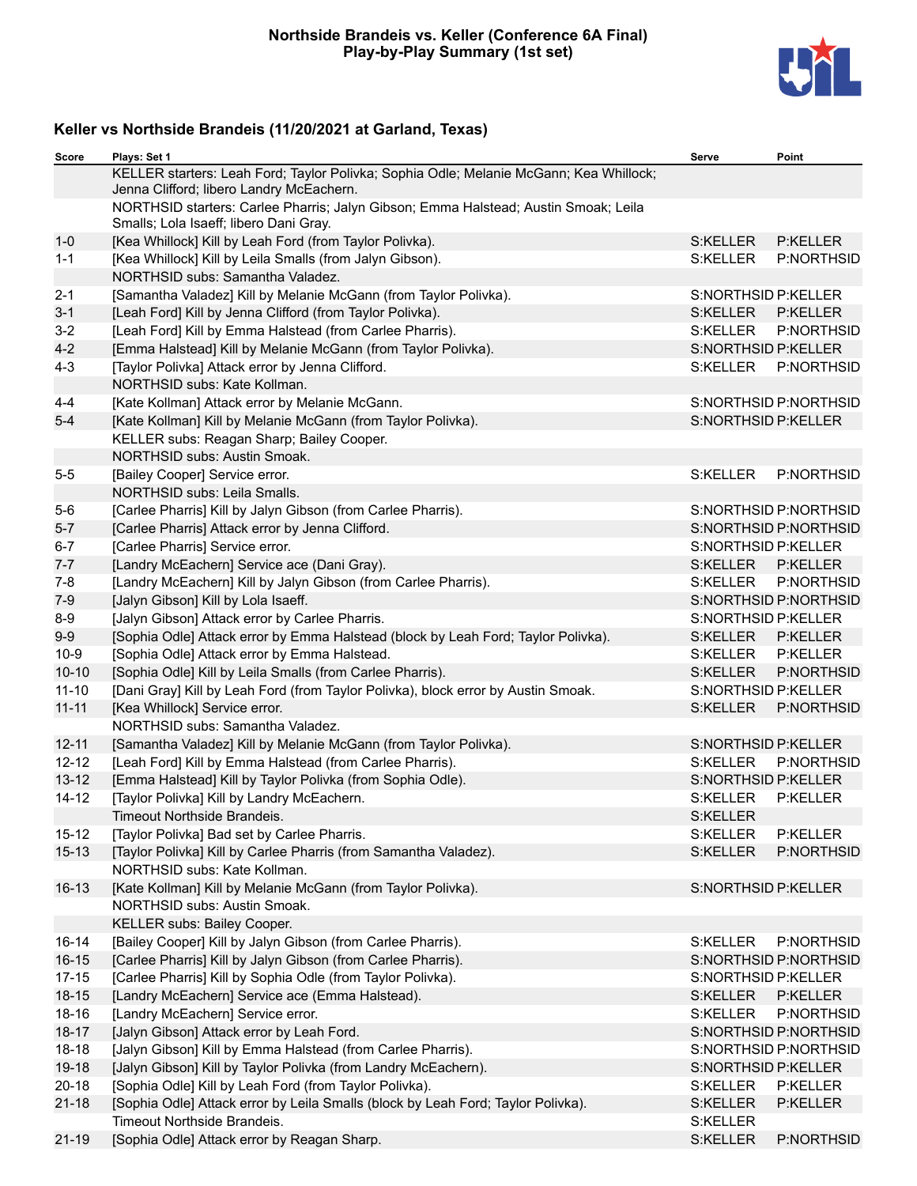# Northside Brandeis vs. Keller (Conference 6A Final)
## Play-by-Play Summary (1st set)

### Keller vs Northside Brandeis (11/20/2021 at Garland, Texas)

| Score | Plays: Set 1 | Serve | Point |
|---|---|---|---|
| | KELLER starters: Leah Ford; Taylor Polivka; Sophia Odle; Melanie McGann; Kea Whillock; Jenna Clifford; libero Landry McEachern. | | |
| | NORTHSID starters: Carlee Pharris; Jalyn Gibson; Emma Halstead; Austin Smoak; Leila Smalls; Lola Isaeff; libero Dani Gray. | | |
| 1-0 | [Kea Whillock] Kill by Leah Ford (from Taylor Polivka). | S:KELLER | P:KELLER |
| 1-1 | [Kea Whillock] Kill by Leila Smalls (from Jalyn Gibson). | S:KELLER | P:NORTHSID |
| | NORTHSID subs: Samantha Valadez. | | |
| 2-1 | [Samantha Valadez] Kill by Melanie McGann (from Taylor Polivka). | S:NORTHSID | P:KELLER |
| 3-1 | [Leah Ford] Kill by Jenna Clifford (from Taylor Polivka). | S:KELLER | P:KELLER |
| 3-2 | [Leah Ford] Kill by Emma Halstead (from Carlee Pharris). | S:KELLER | P:NORTHSID |
| 4-2 | [Emma Halstead] Kill by Melanie McGann (from Taylor Polivka). | S:NORTHSID | P:KELLER |
| 4-3 | [Taylor Polivka] Attack error by Jenna Clifford. | S:KELLER | P:NORTHSID |
| | NORTHSID subs: Kate Kollman. | | |
| 4-4 | [Kate Kollman] Attack error by Melanie McGann. | S:NORTHSID | P:NORTHSID |
| 5-4 | [Kate Kollman] Kill by Melanie McGann (from Taylor Polivka). | S:NORTHSID | P:KELLER |
| | KELLER subs: Reagan Sharp; Bailey Cooper. | | |
| | NORTHSID subs: Austin Smoak. | | |
| 5-5 | [Bailey Cooper] Service error. | S:KELLER | P:NORTHSID |
| | NORTHSID subs: Leila Smalls. | | |
| 5-6 | [Carlee Pharris] Kill by Jalyn Gibson (from Carlee Pharris). | S:NORTHSID | P:NORTHSID |
| 5-7 | [Carlee Pharris] Attack error by Jenna Clifford. | S:NORTHSID | P:NORTHSID |
| 6-7 | [Carlee Pharris] Service error. | S:NORTHSID | P:KELLER |
| 7-7 | [Landry McEachern] Service ace (Dani Gray). | S:KELLER | P:KELLER |
| 7-8 | [Landry McEachern] Kill by Jalyn Gibson (from Carlee Pharris). | S:KELLER | P:NORTHSID |
| 7-9 | [Jalyn Gibson] Kill by Lola Isaeff. | S:NORTHSID | P:NORTHSID |
| 8-9 | [Jalyn Gibson] Attack error by Carlee Pharris. | S:NORTHSID | P:KELLER |
| 9-9 | [Sophia Odle] Attack error by Emma Halstead (block by Leah Ford; Taylor Polivka). | S:KELLER | P:KELLER |
| 10-9 | [Sophia Odle] Attack error by Emma Halstead. | S:KELLER | P:KELLER |
| 10-10 | [Sophia Odle] Kill by Leila Smalls (from Carlee Pharris). | S:KELLER | P:NORTHSID |
| 11-10 | [Dani Gray] Kill by Leah Ford (from Taylor Polivka), block error by Austin Smoak. | S:NORTHSID | P:KELLER |
| 11-11 | [Kea Whillock] Service error. | S:KELLER | P:NORTHSID |
| | NORTHSID subs: Samantha Valadez. | | |
| 12-11 | [Samantha Valadez] Kill by Melanie McGann (from Taylor Polivka). | S:NORTHSID | P:KELLER |
| 12-12 | [Leah Ford] Kill by Emma Halstead (from Carlee Pharris). | S:KELLER | P:NORTHSID |
| 13-12 | [Emma Halstead] Kill by Taylor Polivka (from Sophia Odle). | S:NORTHSID | P:KELLER |
| 14-12 | [Taylor Polivka] Kill by Landry McEachern. | S:KELLER | P:KELLER |
| | Timeout Northside Brandeis. | S:KELLER | |
| 15-12 | [Taylor Polivka] Bad set by Carlee Pharris. | S:KELLER | P:KELLER |
| 15-13 | [Taylor Polivka] Kill by Carlee Pharris (from Samantha Valadez). | S:KELLER | P:NORTHSID |
| | NORTHSID subs: Kate Kollman. | | |
| 16-13 | [Kate Kollman] Kill by Melanie McGann (from Taylor Polivka). | S:NORTHSID | P:KELLER |
| | NORTHSID subs: Austin Smoak. | | |
| | KELLER subs: Bailey Cooper. | | |
| 16-14 | [Bailey Cooper] Kill by Jalyn Gibson (from Carlee Pharris). | S:KELLER | P:NORTHSID |
| 16-15 | [Carlee Pharris] Kill by Jalyn Gibson (from Carlee Pharris). | S:NORTHSID | P:NORTHSID |
| 17-15 | [Carlee Pharris] Kill by Sophia Odle (from Taylor Polivka). | S:NORTHSID | P:KELLER |
| 18-15 | [Landry McEachern] Service ace (Emma Halstead). | S:KELLER | P:KELLER |
| 18-16 | [Landry McEachern] Service error. | S:KELLER | P:NORTHSID |
| 18-17 | [Jalyn Gibson] Attack error by Leah Ford. | S:NORTHSID | P:NORTHSID |
| 18-18 | [Jalyn Gibson] Kill by Emma Halstead (from Carlee Pharris). | S:NORTHSID | P:NORTHSID |
| 19-18 | [Jalyn Gibson] Kill by Taylor Polivka (from Landry McEachern). | S:NORTHSID | P:KELLER |
| 20-18 | [Sophia Odle] Kill by Leah Ford (from Taylor Polivka). | S:KELLER | P:KELLER |
| 21-18 | [Sophia Odle] Attack error by Leila Smalls (block by Leah Ford; Taylor Polivka). | S:KELLER | P:KELLER |
| | Timeout Northside Brandeis. | S:KELLER | |
| 21-19 | [Sophia Odle] Attack error by Reagan Sharp. | S:KELLER | P:NORTHSID |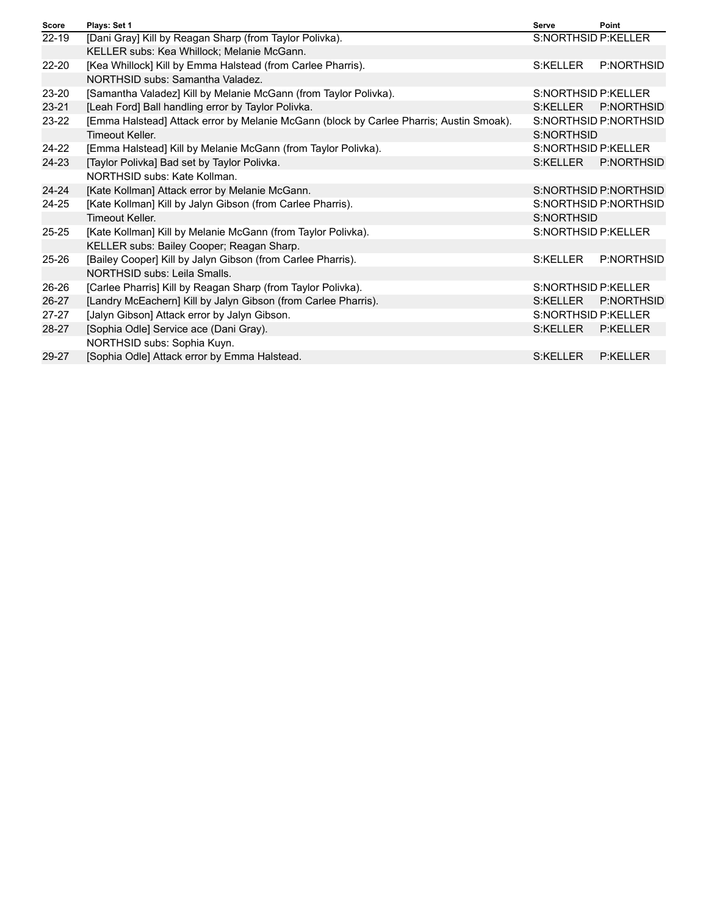| Score | Plays: Set 1 | Serve | Point |
|---|---|---|---|
| 22-19 | [Dani Gray] Kill by Reagan Sharp (from Taylor Polivka). | S:NORTHSID | P:KELLER |
| | KELLER subs: Kea Whillock; Melanie McGann. | | |
| 22-20 | [Kea Whillock] Kill by Emma Halstead (from Carlee Pharris). | S:KELLER | P:NORTHSID |
| | NORTHSID subs: Samantha Valadez. | | |
| 23-20 | [Samantha Valadez] Kill by Melanie McGann (from Taylor Polivka). | S:NORTHSID | P:KELLER |
| 23-21 | [Leah Ford] Ball handling error by Taylor Polivka. | S:KELLER | P:NORTHSID |
| 23-22 | [Emma Halstead] Attack error by Melanie McGann (block by Carlee Pharris; Austin Smoak). | S:NORTHSID | P:NORTHSID |
| | Timeout Keller. | S:NORTHSID | |
| 24-22 | [Emma Halstead] Kill by Melanie McGann (from Taylor Polivka). | S:NORTHSID | P:KELLER |
| 24-23 | [Taylor Polivka] Bad set by Taylor Polivka. | S:KELLER | P:NORTHSID |
| | NORTHSID subs: Kate Kollman. | | |
| 24-24 | [Kate Kollman] Attack error by Melanie McGann. | S:NORTHSID | P:NORTHSID |
| 24-25 | [Kate Kollman] Kill by Jalyn Gibson (from Carlee Pharris). | S:NORTHSID | P:NORTHSID |
| | Timeout Keller. | S:NORTHSID | |
| 25-25 | [Kate Kollman] Kill by Melanie McGann (from Taylor Polivka). | S:NORTHSID | P:KELLER |
| | KELLER subs: Bailey Cooper; Reagan Sharp. | | |
| 25-26 | [Bailey Cooper] Kill by Jalyn Gibson (from Carlee Pharris). | S:KELLER | P:NORTHSID |
| | NORTHSID subs: Leila Smalls. | | |
| 26-26 | [Carlee Pharris] Kill by Reagan Sharp (from Taylor Polivka). | S:NORTHSID | P:KELLER |
| 26-27 | [Landry McEachern] Kill by Jalyn Gibson (from Carlee Pharris). | S:KELLER | P:NORTHSID |
| 27-27 | [Jalyn Gibson] Attack error by Jalyn Gibson. | S:NORTHSID | P:KELLER |
| 28-27 | [Sophia Odle] Service ace (Dani Gray). | S:KELLER | P:KELLER |
| | NORTHSID subs: Sophia Kuyn. | | |
| 29-27 | [Sophia Odle] Attack error by Emma Halstead. | S:KELLER | P:KELLER |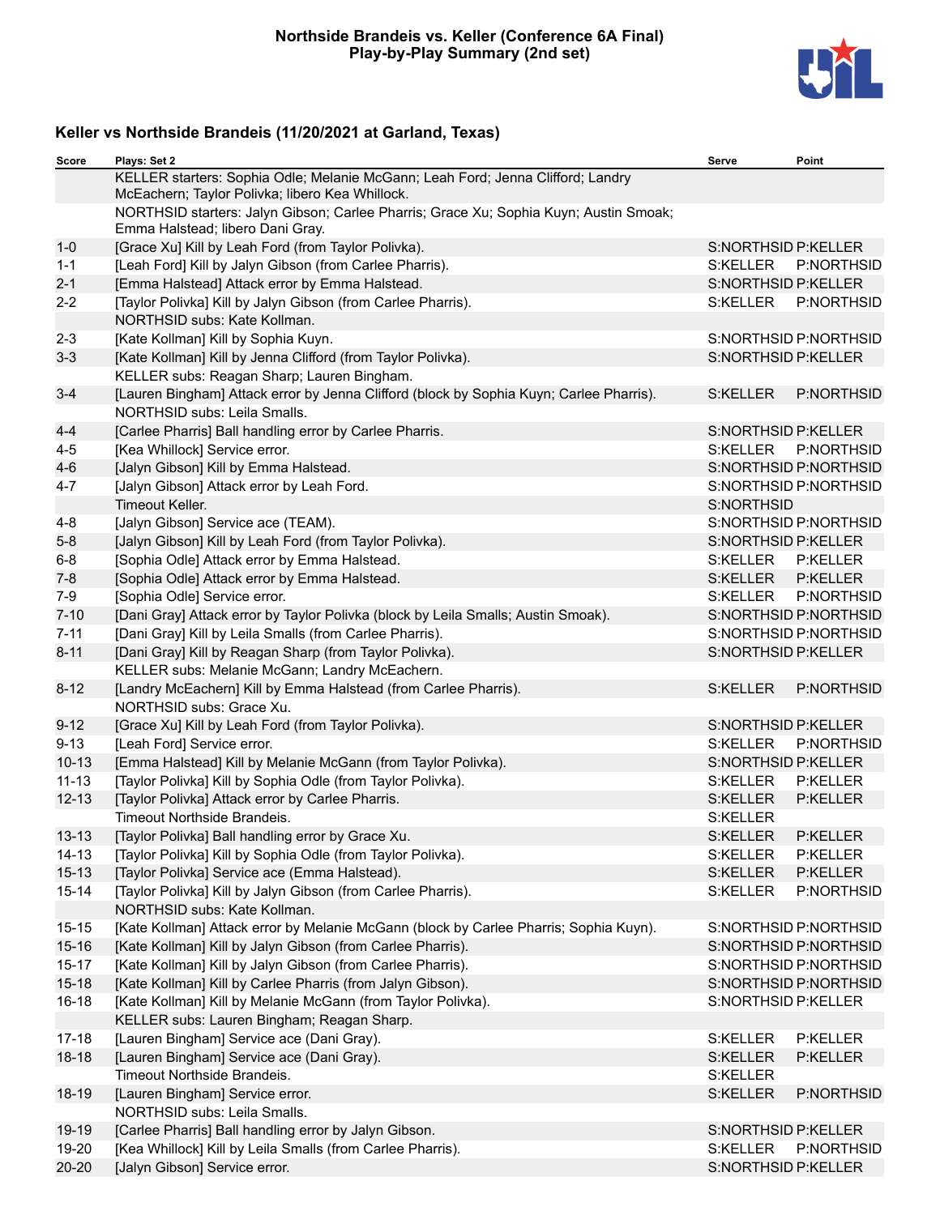# Northside Brandeis vs. Keller (Conference 6A Final)
## Play-by-Play Summary (2nd set)

### Keller vs Northside Brandeis (11/20/2021 at Garland, Texas)

| Score | Plays: Set 2 | Serve | Point |
|---|---|---|---|
| | KELLER starters: Sophia Odle; Melanie McGann; Leah Ford; Jenna Clifford; Landry McEachern; Taylor Polivka; libero Kea Whillock. | | |
| | NORTHSID starters: Jalyn Gibson; Carlee Pharris; Grace Xu; Sophia Kuyn; Austin Smoak; Emma Halstead; libero Dani Gray. | | |
| 1-0 | [Grace Xu] Kill by Leah Ford (from Taylor Polivka). | S:NORTHSID | P:KELLER |
| 1-1 | [Leah Ford] Kill by Jalyn Gibson (from Carlee Pharris). | S:KELLER | P:NORTHSID |
| 2-1 | [Emma Halstead] Attack error by Emma Halstead. | S:NORTHSID | P:KELLER |
| 2-2 | [Taylor Polivka] Kill by Jalyn Gibson (from Carlee Pharris). | S:KELLER | P:NORTHSID |
| | NORTHSID subs: Kate Kollman. | | |
| 2-3 | [Kate Kollman] Kill by Sophia Kuyn. | S:NORTHSID | P:NORTHSID |
| 3-3 | [Kate Kollman] Kill by Jenna Clifford (from Taylor Polivka). | S:NORTHSID | P:KELLER |
| | KELLER subs: Reagan Sharp; Lauren Bingham. | | |
| 3-4 | [Lauren Bingham] Attack error by Jenna Clifford (block by Sophia Kuyn; Carlee Pharris). | S:KELLER | P:NORTHSID |
| | NORTHSID subs: Leila Smalls. | | |
| 4-4 | [Carlee Pharris] Ball handling error by Carlee Pharris. | S:NORTHSID | P:KELLER |
| 4-5 | [Kea Whillock] Service error. | S:KELLER | P:NORTHSID |
| 4-6 | [Jalyn Gibson] Kill by Emma Halstead. | S:NORTHSID | P:NORTHSID |
| 4-7 | [Jalyn Gibson] Attack error by Leah Ford. | S:NORTHSID | P:NORTHSID |
| | Timeout Keller. | S:NORTHSID | |
| 4-8 | [Jalyn Gibson] Service ace (TEAM). | S:NORTHSID | P:NORTHSID |
| 5-8 | [Jalyn Gibson] Kill by Leah Ford (from Taylor Polivka). | S:NORTHSID | P:KELLER |
| 6-8 | [Sophia Odle] Attack error by Emma Halstead. | S:KELLER | P:KELLER |
| 7-8 | [Sophia Odle] Attack error by Emma Halstead. | S:KELLER | P:KELLER |
| 7-9 | [Sophia Odle] Service error. | S:KELLER | P:NORTHSID |
| 7-10 | [Dani Gray] Attack error by Taylor Polivka (block by Leila Smalls; Austin Smoak). | S:NORTHSID | P:NORTHSID |
| 7-11 | [Dani Gray] Kill by Leila Smalls (from Carlee Pharris). | S:NORTHSID | P:NORTHSID |
| 8-11 | [Dani Gray] Kill by Reagan Sharp (from Taylor Polivka). | S:NORTHSID | P:KELLER |
| | KELLER subs: Melanie McGann; Landry McEachern. | | |
| 8-12 | [Landry McEachern] Kill by Emma Halstead (from Carlee Pharris). | S:KELLER | P:NORTHSID |
| | NORTHSID subs: Grace Xu. | | |
| 9-12 | [Grace Xu] Kill by Leah Ford (from Taylor Polivka). | S:NORTHSID | P:KELLER |
| 9-13 | [Leah Ford] Service error. | S:KELLER | P:NORTHSID |
| 10-13 | [Emma Halstead] Kill by Melanie McGann (from Taylor Polivka). | S:NORTHSID | P:KELLER |
| 11-13 | [Taylor Polivka] Kill by Sophia Odle (from Taylor Polivka). | S:KELLER | P:KELLER |
| 12-13 | [Taylor Polivka] Attack error by Carlee Pharris. | S:KELLER | P:KELLER |
| | Timeout Northside Brandeis. | S:KELLER | |
| 13-13 | [Taylor Polivka] Ball handling error by Grace Xu. | S:KELLER | P:KELLER |
| 14-13 | [Taylor Polivka] Kill by Sophia Odle (from Taylor Polivka). | S:KELLER | P:KELLER |
| 15-13 | [Taylor Polivka] Service ace (Emma Halstead). | S:KELLER | P:KELLER |
| 15-14 | [Taylor Polivka] Kill by Jalyn Gibson (from Carlee Pharris). | S:KELLER | P:NORTHSID |
| | NORTHSID subs: Kate Kollman. | | |
| 15-15 | [Kate Kollman] Attack error by Melanie McGann (block by Carlee Pharris; Sophia Kuyn). | S:NORTHSID | P:NORTHSID |
| 15-16 | [Kate Kollman] Kill by Jalyn Gibson (from Carlee Pharris). | S:NORTHSID | P:NORTHSID |
| 15-17 | [Kate Kollman] Kill by Jalyn Gibson (from Carlee Pharris). | S:NORTHSID | P:NORTHSID |
| 15-18 | [Kate Kollman] Kill by Carlee Pharris (from Jalyn Gibson). | S:NORTHSID | P:NORTHSID |
| 16-18 | [Kate Kollman] Kill by Melanie McGann (from Taylor Polivka). | S:NORTHSID | P:KELLER |
| | KELLER subs: Lauren Bingham; Reagan Sharp. | | |
| 17-18 | [Lauren Bingham] Service ace (Dani Gray). | S:KELLER | P:KELLER |
| 18-18 | [Lauren Bingham] Service ace (Dani Gray). | S:KELLER | P:KELLER |
| | Timeout Northside Brandeis. | S:KELLER | |
| 18-19 | [Lauren Bingham] Service error. | S:KELLER | P:NORTHSID |
| | NORTHSID subs: Leila Smalls. | | |
| 19-19 | [Carlee Pharris] Ball handling error by Jalyn Gibson. | S:NORTHSID | P:KELLER |
| 19-20 | [Kea Whillock] Kill by Leila Smalls (from Carlee Pharris). | S:KELLER | P:NORTHSID |
| 20-20 | [Jalyn Gibson] Service error. | S:NORTHSID | P:KELLER |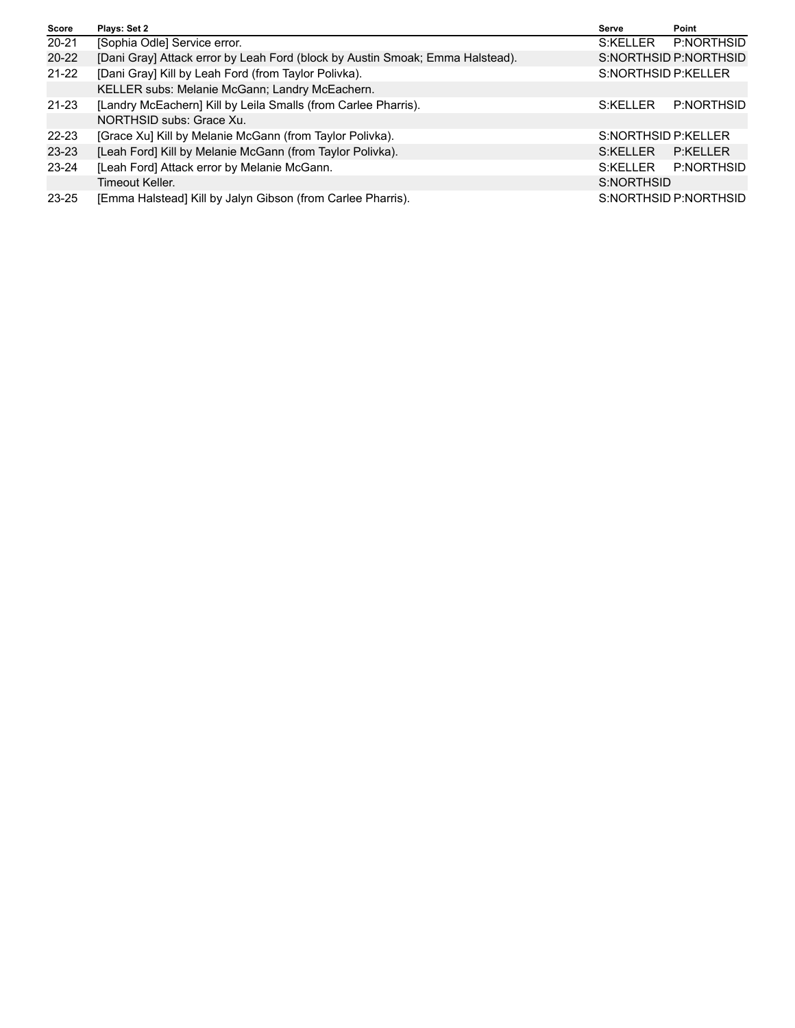| Score | Plays: Set 2 | Serve | Point |
|---|---|---|---|
| 20-21 | [Sophia Odle] Service error. | S:KELLER | P:NORTHSID |
| 20-22 | [Dani Gray] Attack error by Leah Ford (block by Austin Smoak; Emma Halstead). | S:NORTHSID | P:NORTHSID |
| 21-22 | [Dani Gray] Kill by Leah Ford (from Taylor Polivka). | S:NORTHSID | P:KELLER |
| | KELLER subs: Melanie McGann; Landry McEachern. | | |
| 21-23 | [Landry McEachern] Kill by Leila Smalls (from Carlee Pharris). | S:KELLER | P:NORTHSID |
| | NORTHSID subs: Grace Xu. | | |
| 22-23 | [Grace Xu] Kill by Melanie McGann (from Taylor Polivka). | S:NORTHSID | P:KELLER |
| 23-23 | [Leah Ford] Kill by Melanie McGann (from Taylor Polivka). | S:KELLER | P:KELLER |
| 23-24 | [Leah Ford] Attack error by Melanie McGann. | S:KELLER | P:NORTHSID |
| | Timeout Keller. | S:NORTHSID | |
| 23-25 | [Emma Halstead] Kill by Jalyn Gibson (from Carlee Pharris). | S:NORTHSID | P:NORTHSID |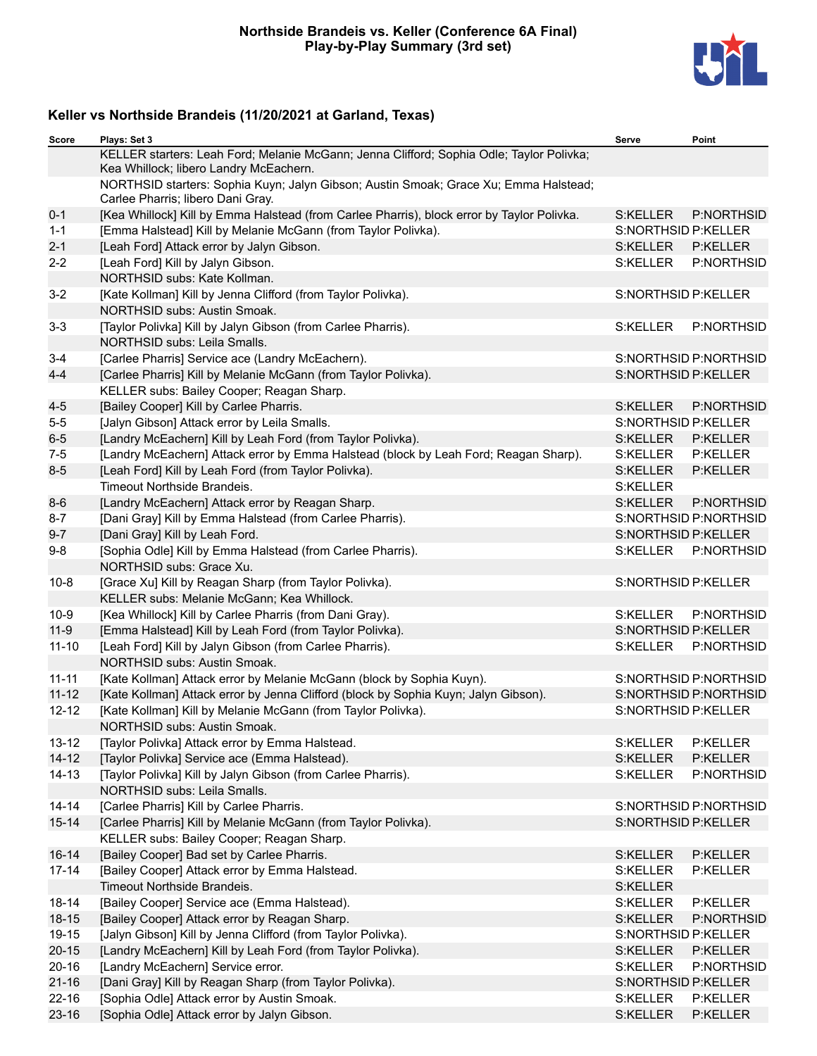**Northside Brandeis vs. Keller (Conference 6A Final)**
**Play-by-Play Summary (3rd set)**

### Keller vs Northside Brandeis (11/20/2021 at Garland, Texas)

| Score | Plays: Set 3 | Serve | Point |
|---|---|---|---|
| | KELLER starters: Leah Ford; Melanie McGann; Jenna Clifford; Sophia Odle; Taylor Polivka; Kea Whillock; libero Landry McEachern. | | |
| | NORTHSID starters: Sophia Kuyn; Jalyn Gibson; Austin Smoak; Grace Xu; Emma Halstead; Carlee Pharris; libero Dani Gray. | | |
| 0-1 | [Kea Whillock] Kill by Emma Halstead (from Carlee Pharris), block error by Taylor Polivka. | S:KELLER | P:NORTHSID |
| 1-1 | [Emma Halstead] Kill by Melanie McGann (from Taylor Polivka). | S:NORTHSID | P:KELLER |
| 2-1 | [Leah Ford] Attack error by Jalyn Gibson. | S:KELLER | P:KELLER |
| 2-2 | [Leah Ford] Kill by Jalyn Gibson. | S:KELLER | P:NORTHSID |
| | NORTHSID subs: Kate Kollman. | | |
| 3-2 | [Kate Kollman] Kill by Jenna Clifford (from Taylor Polivka). | S:NORTHSID | P:KELLER |
| | NORTHSID subs: Austin Smoak. | | |
| 3-3 | [Taylor Polivka] Kill by Jalyn Gibson (from Carlee Pharris). | S:KELLER | P:NORTHSID |
| | NORTHSID subs: Leila Smalls. | | |
| 3-4 | [Carlee Pharris] Service ace (Landry McEachern). | S:NORTHSID | P:NORTHSID |
| 4-4 | [Carlee Pharris] Kill by Melanie McGann (from Taylor Polivka). | S:NORTHSID | P:KELLER |
| | KELLER subs: Bailey Cooper; Reagan Sharp. | | |
| 4-5 | [Bailey Cooper] Kill by Carlee Pharris. | S:KELLER | P:NORTHSID |
| 5-5 | [Jalyn Gibson] Attack error by Leila Smalls. | S:NORTHSID | P:KELLER |
| 6-5 | [Landry McEachern] Kill by Leah Ford (from Taylor Polivka). | S:KELLER | P:KELLER |
| 7-5 | [Landry McEachern] Attack error by Emma Halstead (block by Leah Ford; Reagan Sharp). | S:KELLER | P:KELLER |
| 8-5 | [Leah Ford] Kill by Leah Ford (from Taylor Polivka). | S:KELLER | P:KELLER |
| | Timeout Northside Brandeis. | S:KELLER | |
| 8-6 | [Landry McEachern] Attack error by Reagan Sharp. | S:KELLER | P:NORTHSID |
| 8-7 | [Dani Gray] Kill by Emma Halstead (from Carlee Pharris). | S:NORTHSID | P:NORTHSID |
| 9-7 | [Dani Gray] Kill by Leah Ford. | S:NORTHSID | P:KELLER |
| 9-8 | [Sophia Odle] Kill by Emma Halstead (from Carlee Pharris). | S:KELLER | P:NORTHSID |
| | NORTHSID subs: Grace Xu. | | |
| 10-8 | [Grace Xu] Kill by Reagan Sharp (from Taylor Polivka). | S:NORTHSID | P:KELLER |
| | KELLER subs: Melanie McGann; Kea Whillock. | | |
| 10-9 | [Kea Whillock] Kill by Carlee Pharris (from Dani Gray). | S:KELLER | P:NORTHSID |
| 11-9 | [Emma Halstead] Kill by Leah Ford (from Taylor Polivka). | S:NORTHSID | P:KELLER |
| 11-10 | [Leah Ford] Kill by Jalyn Gibson (from Carlee Pharris). | S:KELLER | P:NORTHSID |
| | NORTHSID subs: Austin Smoak. | | |
| 11-11 | [Kate Kollman] Attack error by Melanie McGann (block by Sophia Kuyn). | S:NORTHSID | P:NORTHSID |
| 11-12 | [Kate Kollman] Attack error by Jenna Clifford (block by Sophia Kuyn; Jalyn Gibson). | S:NORTHSID | P:NORTHSID |
| 12-12 | [Kate Kollman] Kill by Melanie McGann (from Taylor Polivka). | S:NORTHSID | P:KELLER |
| | NORTHSID subs: Austin Smoak. | | |
| 13-12 | [Taylor Polivka] Attack error by Emma Halstead. | S:KELLER | P:KELLER |
| 14-12 | [Taylor Polivka] Service ace (Emma Halstead). | S:KELLER | P:KELLER |
| 14-13 | [Taylor Polivka] Kill by Jalyn Gibson (from Carlee Pharris). | S:KELLER | P:NORTHSID |
| | NORTHSID subs: Leila Smalls. | | |
| 14-14 | [Carlee Pharris] Kill by Carlee Pharris. | S:NORTHSID | P:NORTHSID |
| 15-14 | [Carlee Pharris] Kill by Melanie McGann (from Taylor Polivka). | S:NORTHSID | P:KELLER |
| | KELLER subs: Bailey Cooper; Reagan Sharp. | | |
| 16-14 | [Bailey Cooper] Bad set by Carlee Pharris. | S:KELLER | P:KELLER |
| 17-14 | [Bailey Cooper] Attack error by Emma Halstead. | S:KELLER | P:KELLER |
| | Timeout Northside Brandeis. | S:KELLER | |
| 18-14 | [Bailey Cooper] Service ace (Emma Halstead). | S:KELLER | P:KELLER |
| 18-15 | [Bailey Cooper] Attack error by Reagan Sharp. | S:KELLER | P:NORTHSID |
| 19-15 | [Jalyn Gibson] Kill by Jenna Clifford (from Taylor Polivka). | S:NORTHSID | P:KELLER |
| 20-15 | [Landry McEachern] Kill by Leah Ford (from Taylor Polivka). | S:KELLER | P:KELLER |
| 20-16 | [Landry McEachern] Service error. | S:KELLER | P:NORTHSID |
| 21-16 | [Dani Gray] Kill by Reagan Sharp (from Taylor Polivka). | S:NORTHSID | P:KELLER |
| 22-16 | [Sophia Odle] Attack error by Austin Smoak. | S:KELLER | P:KELLER |
| 23-16 | [Sophia Odle] Attack error by Jalyn Gibson. | S:KELLER | P:KELLER |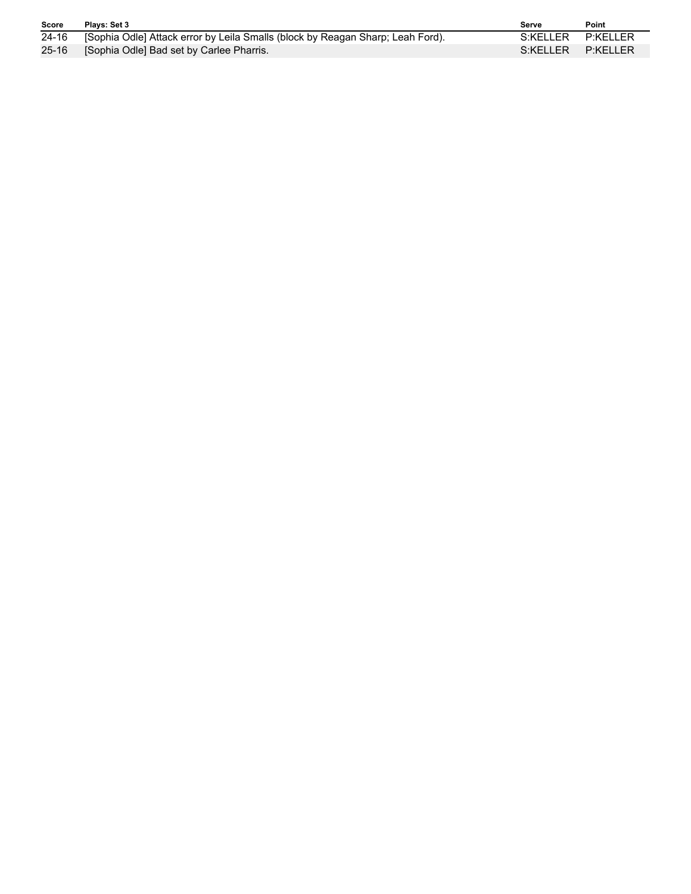| Score | Plays: Set 3 | Serve | Point |
|---|---|---|---|
| 24-16 | [Sophia Odle] Attack error by Leila Smalls (block by Reagan Sharp; Leah Ford). | S:KELLER | P:KELLER |
| 25-16 | [Sophia Odle] Bad set by Carlee Pharris. | S:KELLER | P:KELLER |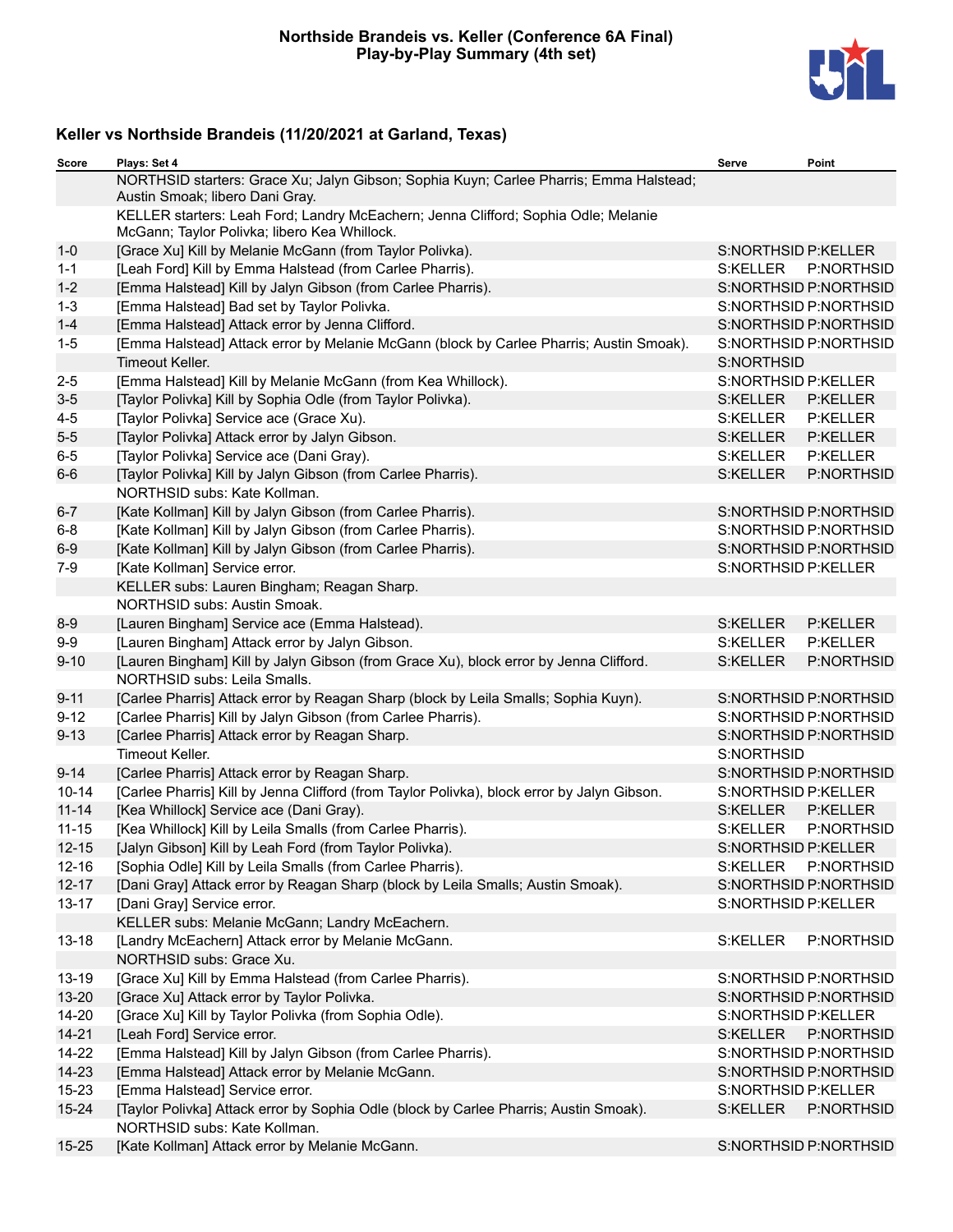**Northside Brandeis vs. Keller (Conference 6A Final)**
**Play-by-Play Summary (4th set)**

## Keller vs Northside Brandeis (11/20/2021 at Garland, Texas)

| Score | Plays: Set 4 | Serve | Point |
|---|---|---|---|
| | NORTHSID starters: Grace Xu; Jalyn Gibson; Sophia Kuyn; Carlee Pharris; Emma Halstead; Austin Smoak; libero Dani Gray. | | |
| | KELLER starters: Leah Ford; Landry McEachern; Jenna Clifford; Sophia Odle; Melanie McGann; Taylor Polivka; libero Kea Whillock. | | |
| 1-0 | [Grace Xu] Kill by Melanie McGann (from Taylor Polivka). | S:NORTHSID | P:KELLER |
| 1-1 | [Leah Ford] Kill by Emma Halstead (from Carlee Pharris). | S:KELLER | P:NORTHSID |
| 1-2 | [Emma Halstead] Kill by Jalyn Gibson (from Carlee Pharris). | S:NORTHSID | P:NORTHSID |
| 1-3 | [Emma Halstead] Bad set by Taylor Polivka. | S:NORTHSID | P:NORTHSID |
| 1-4 | [Emma Halstead] Attack error by Jenna Clifford. | S:NORTHSID | P:NORTHSID |
| 1-5 | [Emma Halstead] Attack error by Melanie McGann (block by Carlee Pharris; Austin Smoak). | S:NORTHSID | P:NORTHSID |
| | Timeout Keller. | S:NORTHSID | |
| 2-5 | [Emma Halstead] Kill by Melanie McGann (from Kea Whillock). | S:NORTHSID | P:KELLER |
| 3-5 | [Taylor Polivka] Kill by Sophia Odle (from Taylor Polivka). | S:KELLER | P:KELLER |
| 4-5 | [Taylor Polivka] Service ace (Grace Xu). | S:KELLER | P:KELLER |
| 5-5 | [Taylor Polivka] Attack error by Jalyn Gibson. | S:KELLER | P:KELLER |
| 6-5 | [Taylor Polivka] Service ace (Dani Gray). | S:KELLER | P:KELLER |
| 6-6 | [Taylor Polivka] Kill by Jalyn Gibson (from Carlee Pharris). | S:KELLER | P:NORTHSID |
| | NORTHSID subs: Kate Kollman. | | |
| 6-7 | [Kate Kollman] Kill by Jalyn Gibson (from Carlee Pharris). | S:NORTHSID | P:NORTHSID |
| 6-8 | [Kate Kollman] Kill by Jalyn Gibson (from Carlee Pharris). | S:NORTHSID | P:NORTHSID |
| 6-9 | [Kate Kollman] Kill by Jalyn Gibson (from Carlee Pharris). | S:NORTHSID | P:NORTHSID |
| 7-9 | [Kate Kollman] Service error. | S:NORTHSID | P:KELLER |
| | KELLER subs: Lauren Bingham; Reagan Sharp. | | |
| | NORTHSID subs: Austin Smoak. | | |
| 8-9 | [Lauren Bingham] Service ace (Emma Halstead). | S:KELLER | P:KELLER |
| 9-9 | [Lauren Bingham] Attack error by Jalyn Gibson. | S:KELLER | P:KELLER |
| 9-10 | [Lauren Bingham] Kill by Jalyn Gibson (from Grace Xu), block error by Jenna Clifford. | S:KELLER | P:NORTHSID |
| | NORTHSID subs: Leila Smalls. | | |
| 9-11 | [Carlee Pharris] Attack error by Reagan Sharp (block by Leila Smalls; Sophia Kuyn). | S:NORTHSID | P:NORTHSID |
| 9-12 | [Carlee Pharris] Kill by Jalyn Gibson (from Carlee Pharris). | S:NORTHSID | P:NORTHSID |
| 9-13 | [Carlee Pharris] Attack error by Reagan Sharp. | S:NORTHSID | P:NORTHSID |
| | Timeout Keller. | S:NORTHSID | |
| 9-14 | [Carlee Pharris] Attack error by Reagan Sharp. | S:NORTHSID | P:NORTHSID |
| 10-14 | [Carlee Pharris] Kill by Jenna Clifford (from Taylor Polivka), block error by Jalyn Gibson. | S:NORTHSID | P:KELLER |
| 11-14 | [Kea Whillock] Service ace (Dani Gray). | S:KELLER | P:KELLER |
| 11-15 | [Kea Whillock] Kill by Leila Smalls (from Carlee Pharris). | S:KELLER | P:NORTHSID |
| 12-15 | [Jalyn Gibson] Kill by Leah Ford (from Taylor Polivka). | S:NORTHSID | P:KELLER |
| 12-16 | [Sophia Odle] Kill by Leila Smalls (from Carlee Pharris). | S:KELLER | P:NORTHSID |
| 12-17 | [Dani Gray] Attack error by Reagan Sharp (block by Leila Smalls; Austin Smoak). | S:NORTHSID | P:NORTHSID |
| 13-17 | [Dani Gray] Service error. | S:NORTHSID | P:KELLER |
| | KELLER subs: Melanie McGann; Landry McEachern. | | |
| 13-18 | [Landry McEachern] Attack error by Melanie McGann. | S:KELLER | P:NORTHSID |
| | NORTHSID subs: Grace Xu. | | |
| 13-19 | [Grace Xu] Kill by Emma Halstead (from Carlee Pharris). | S:NORTHSID | P:NORTHSID |
| 13-20 | [Grace Xu] Attack error by Taylor Polivka. | S:NORTHSID | P:NORTHSID |
| 14-20 | [Grace Xu] Kill by Taylor Polivka (from Sophia Odle). | S:NORTHSID | P:KELLER |
| 14-21 | [Leah Ford] Service error. | S:KELLER | P:NORTHSID |
| 14-22 | [Emma Halstead] Kill by Jalyn Gibson (from Carlee Pharris). | S:NORTHSID | P:NORTHSID |
| 14-23 | [Emma Halstead] Attack error by Melanie McGann. | S:NORTHSID | P:NORTHSID |
| 15-23 | [Emma Halstead] Service error. | S:NORTHSID | P:KELLER |
| 15-24 | [Taylor Polivka] Attack error by Sophia Odle (block by Carlee Pharris; Austin Smoak). | S:KELLER | P:NORTHSID |
| | NORTHSID subs: Kate Kollman. | | |
| 15-25 | [Kate Kollman] Attack error by Melanie McGann. | S:NORTHSID | P:NORTHSID |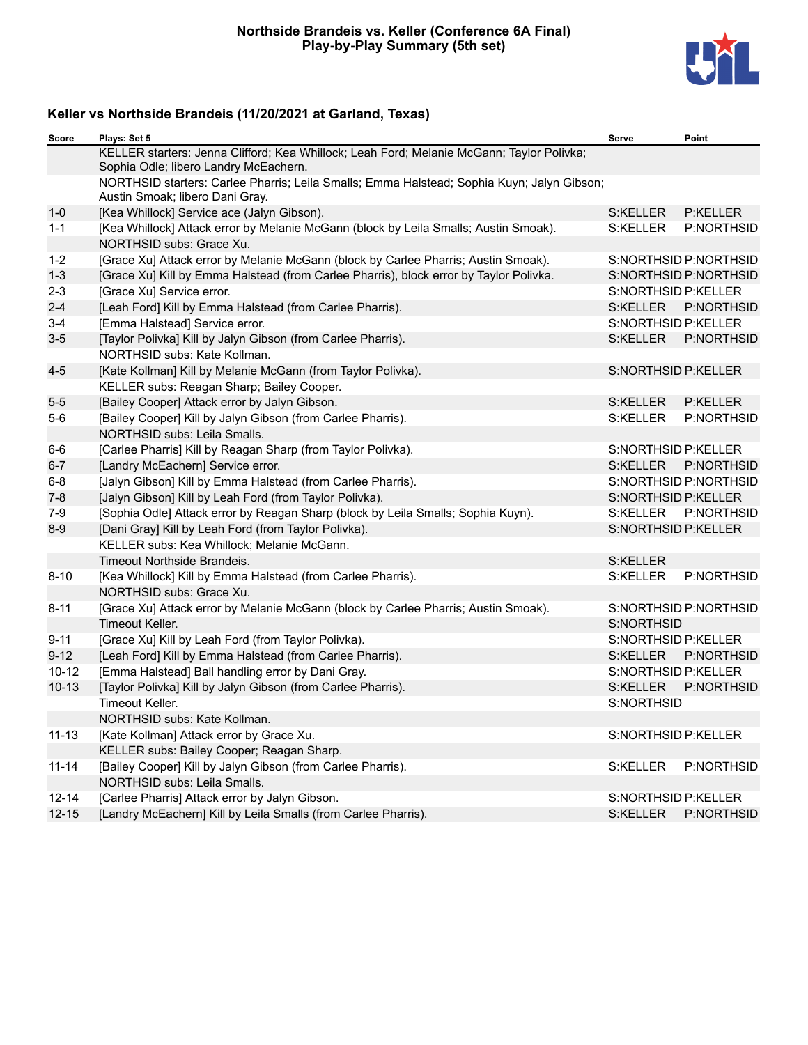# Northside Brandeis vs. Keller (Conference 6A Final)
## Play-by-Play Summary (5th set)

### Keller vs Northside Brandeis (11/20/2021 at Garland, Texas)

| Score | Plays: Set 5 | Serve | Point |
|---|---|---|---|
| | KELLER starters: Jenna Clifford; Kea Whillock; Leah Ford; Melanie McGann; Taylor Polivka; Sophia Odle; libero Landry McEachern. | | |
| | NORTHSID starters: Carlee Pharris; Leila Smalls; Emma Halstead; Sophia Kuyn; Jalyn Gibson; Austin Smoak; libero Dani Gray. | | |
| 1-0 | [Kea Whillock] Service ace (Jalyn Gibson). | S:KELLER | P:KELLER |
| 1-1 | [Kea Whillock] Attack error by Melanie McGann (block by Leila Smalls; Austin Smoak). | S:KELLER | P:NORTHSID |
| | NORTHSID subs: Grace Xu. | | |
| 1-2 | [Grace Xu] Attack error by Melanie McGann (block by Carlee Pharris; Austin Smoak). | S:NORTHSID | P:NORTHSID |
| 1-3 | [Grace Xu] Kill by Emma Halstead (from Carlee Pharris), block error by Taylor Polivka. | S:NORTHSID | P:NORTHSID |
| 2-3 | [Grace Xu] Service error. | S:NORTHSID | P:KELLER |
| 2-4 | [Leah Ford] Kill by Emma Halstead (from Carlee Pharris). | S:KELLER | P:NORTHSID |
| 3-4 | [Emma Halstead] Service error. | S:NORTHSID | P:KELLER |
| 3-5 | [Taylor Polivka] Kill by Jalyn Gibson (from Carlee Pharris). | S:KELLER | P:NORTHSID |
| | NORTHSID subs: Kate Kollman. | | |
| 4-5 | [Kate Kollman] Kill by Melanie McGann (from Taylor Polivka). | S:NORTHSID | P:KELLER |
| | KELLER subs: Reagan Sharp; Bailey Cooper. | | |
| 5-5 | [Bailey Cooper] Attack error by Jalyn Gibson. | S:KELLER | P:KELLER |
| 5-6 | [Bailey Cooper] Kill by Jalyn Gibson (from Carlee Pharris). | S:KELLER | P:NORTHSID |
| | NORTHSID subs: Leila Smalls. | | |
| 6-6 | [Carlee Pharris] Kill by Reagan Sharp (from Taylor Polivka). | S:NORTHSID | P:KELLER |
| 6-7 | [Landry McEachern] Service error. | S:KELLER | P:NORTHSID |
| 6-8 | [Jalyn Gibson] Kill by Emma Halstead (from Carlee Pharris). | S:NORTHSID | P:NORTHSID |
| 7-8 | [Jalyn Gibson] Kill by Leah Ford (from Taylor Polivka). | S:NORTHSID | P:KELLER |
| 7-9 | [Sophia Odle] Attack error by Reagan Sharp (block by Leila Smalls; Sophia Kuyn). | S:KELLER | P:NORTHSID |
| 8-9 | [Dani Gray] Kill by Leah Ford (from Taylor Polivka). | S:NORTHSID | P:KELLER |
| | KELLER subs: Kea Whillock; Melanie McGann. | | |
| | Timeout Northside Brandeis. | S:KELLER | |
| 8-10 | [Kea Whillock] Kill by Emma Halstead (from Carlee Pharris). | S:KELLER | P:NORTHSID |
| | NORTHSID subs: Grace Xu. | | |
| 8-11 | [Grace Xu] Attack error by Melanie McGann (block by Carlee Pharris; Austin Smoak). | S:NORTHSID | P:NORTHSID |
| | Timeout Keller. | S:NORTHSID | |
| 9-11 | [Grace Xu] Kill by Leah Ford (from Taylor Polivka). | S:NORTHSID | P:KELLER |
| 9-12 | [Leah Ford] Kill by Emma Halstead (from Carlee Pharris). | S:KELLER | P:NORTHSID |
| 10-12 | [Emma Halstead] Ball handling error by Dani Gray. | S:NORTHSID | P:KELLER |
| 10-13 | [Taylor Polivka] Kill by Jalyn Gibson (from Carlee Pharris). | S:KELLER | P:NORTHSID |
| | Timeout Keller. | S:NORTHSID | |
| | NORTHSID subs: Kate Kollman. | | |
| 11-13 | [Kate Kollman] Attack error by Grace Xu. | S:NORTHSID | P:KELLER |
| | KELLER subs: Bailey Cooper; Reagan Sharp. | | |
| 11-14 | [Bailey Cooper] Kill by Jalyn Gibson (from Carlee Pharris). | S:KELLER | P:NORTHSID |
| | NORTHSID subs: Leila Smalls. | | |
| 12-14 | [Carlee Pharris] Attack error by Jalyn Gibson. | S:NORTHSID | P:KELLER |
| 12-15 | [Landry McEachern] Kill by Leila Smalls (from Carlee Pharris). | S:KELLER | P:NORTHSID |